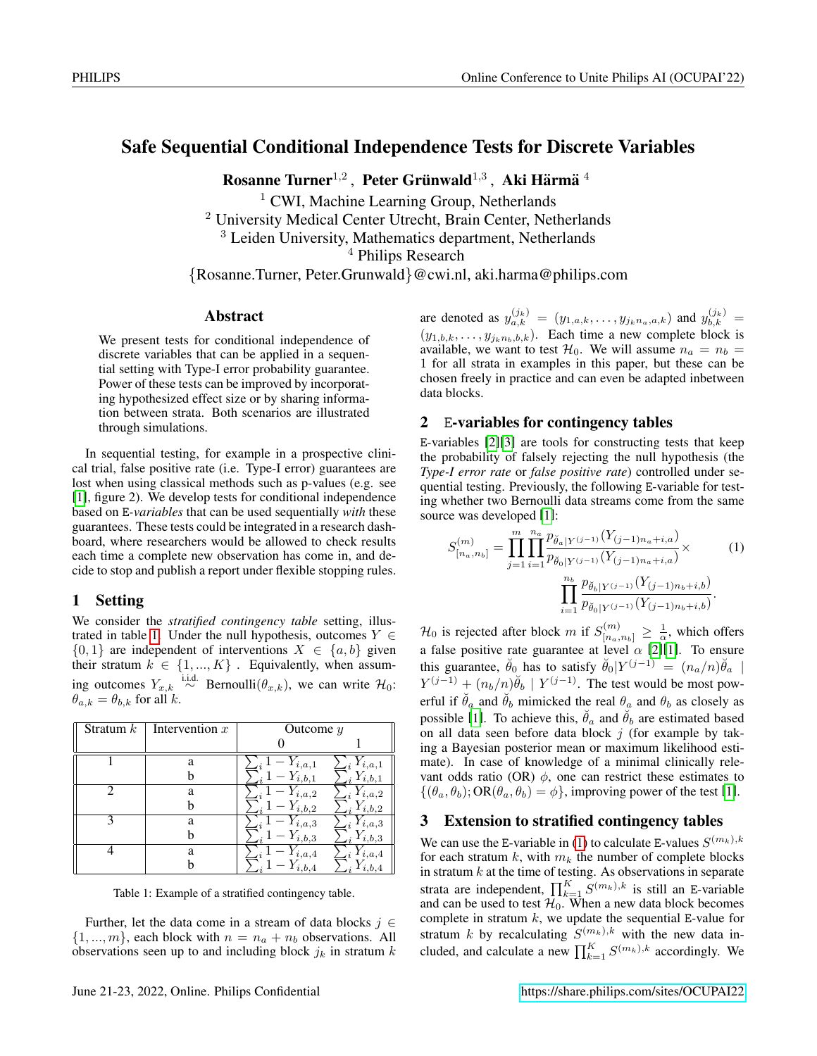# Safe Sequential Conditional Independence Tests for Discrete Variables

**Rosanne Turner**[1,2], **Peter Grünwald**[1,3], **Aki Härmä**[4]

[1] CWI, Machine Learning Group, Netherlands
[2] University Medical Center Utrecht, Brain Center, Netherlands
[3] Leiden University, Mathematics department, Netherlands
[4] Philips Research
{Rosanne.Turner, Peter.Grunwald}@cwi.nl, aki.harma@philips.com

## Abstract

We present tests for conditional independence of discrete variables that can be applied in a sequential setting with Type-I error probability guarantee. Power of these tests can be improved by incorporating hypothesized effect size or by sharing information between strata. Both scenarios are illustrated through simulations.

In sequential testing, for example in a prospective clinical trial, false positive rate (i.e. Type-I error) guarantees are lost when using classical methods such as p-values (e.g. see [1], figure 2). We develop tests for conditional independence based on E-*variables* that can be used sequentially *with* these guarantees. These tests could be integrated in a research dashboard, where researchers would be allowed to check results each time a complete new observation has come in, and decide to stop and publish a report under flexible stopping rules.

## 1 Setting

We consider the *stratified contingency table* setting, illustrated in table 1. Under the null hypothesis, outcomes $Y \in \{0, 1\}$ are independent of interventions $X \in \{a, b\}$ given their stratum $k \in \{1, ..., K\}$ . Equivalently, when assuming outcomes $Y_{x,k} \overset{\text{i.i.d.}}{\sim}$ Bernoulli$(\theta_{x,k})$, we can write $\mathcal{H}_0$: $\theta_{a,k} = \theta_{b,k}$ for all $k$.

| Stratum $k$ | Intervention $x$ | Outcome $y$ | |
|---|---|---|---|
| | | 0 | 1 |
| 1 | a | $\sum_i 1 - Y_{i,a,1}$ | $\sum_i Y_{i,a,1}$ |
| | b | $\sum_i 1 - Y_{i,b,1}$ | $\sum_i Y_{i,b,1}$ |
| 2 | a | $\sum_i 1 - Y_{i,a,2}$ | $\sum_i Y_{i,a,2}$ |
| | b | $\sum_i 1 - Y_{i,b,2}$ | $\sum_i Y_{i,b,2}$ |
| 3 | a | $\sum_i 1 - Y_{i,a,3}$ | $\sum_i Y_{i,a,3}$ |
| | b | $\sum_i 1 - Y_{i,b,3}$ | $\sum_i Y_{i,b,3}$ |
| 4 | a | $\sum_i 1 - Y_{i,a,4}$ | $\sum_i Y_{i,a,4}$ |
| | b | $\sum_i 1 - Y_{i,b,4}$ | $\sum_i Y_{i,b,4}$ |

Table 1: Example of a stratified contingency table.

Further, let the data come in a stream of data blocks $j \in \{1, ..., m\}$, each block with $n = n_a + n_b$ observations. All observations seen up to and including block $j_k$ in stratum $k$ are denoted as $y_{a,k}^{(j_k)} = (y_{1,a,k}, \dots, y_{j_k n_a,a,k})$ and $y_{b,k}^{(j_k)} = (y_{1,b,k}, \dots, y_{j_k n_b,b,k})$. Each time a new complete block is available, we want to test $\mathcal{H}_0$. We will assume $n_a = n_b = 1$ for all strata in examples in this paper, but these can be chosen freely in practice and can even be adapted inbetween data blocks.

## 2 E-variables for contingency tables

E-variables [2][3] are tools for constructing tests that keep the probability of falsely rejecting the null hypothesis (the *Type-I error rate* or *false positive rate*) controlled under sequential testing. Previously, the following E-variable for testing whether two Bernoulli data streams come from the same source was developed [1]:

$$S_{[n_a,n_b]}^{(m)} = \prod_{j=1}^{m} \prod_{i=1}^{n_a} \frac{p_{\breve{\theta}_a|Y^{(j-1)}}(Y_{(j-1)n_a+i,a})}{p_{\breve{\theta}_0|Y^{(j-1)}}(Y_{(j-1)n_a+i,a})} \times \prod_{i=1}^{n_b} \frac{p_{\breve{\theta}_b|Y^{(j-1)}}(Y_{(j-1)n_b+i,b})}{p_{\breve{\theta}_0|Y^{(j-1)}}(Y_{(j-1)n_b+i,b})}. \quad (1)$$

$\mathcal{H}_0$ is rejected after block $m$ if $S_{[n_a,n_b]}^{(m)} \geq \frac{1}{\alpha}$, which offers a false positive rate guarantee at level $\alpha$ [2][1]. To ensure this guarantee, $\breve{\theta}_0$ has to satisfy $\breve{\theta}_0|Y^{(j-1)} = (n_a/n)\breve{\theta}_a \mid Y^{(j-1)} + (n_b/n)\breve{\theta}_b \mid Y^{(j-1)}$. The test would be most powerful if $\breve{\theta}_a$ and $\breve{\theta}_b$ mimicked the real $\theta_a$ and $\theta_b$ as closely as possible [1]. To achieve this, $\breve{\theta}_a$ and $\breve{\theta}_b$ are estimated based on all data seen before data block $j$ (for example by taking a Bayesian posterior mean or maximum likelihood estimate). In case of knowledge of a minimal clinically relevant odds ratio (OR) $\phi$, one can restrict these estimates to $\{(\theta_a, \theta_b); \text{OR}(\theta_a, \theta_b) = \phi\}$, improving power of the test [1].

## 3 Extension to stratified contingency tables

We can use the E-variable in (1) to calculate E-values $S^{(m_k),k}$ for each stratum $k$, with $m_k$ the number of complete blocks in stratum $k$ at the time of testing. As observations in separate strata are independent, $\prod_{k=1}^{K} S^{(m_k),k}$ is still an E-variable and can be used to test $\mathcal{H}_0$. When a new data block becomes complete in stratum $k$, we update the sequential E-value for stratum $k$ by recalculating $S^{(m_k),k}$ with the new data included, and calculate a new $\prod_{k=1}^{K} S^{(m_k),k}$ accordingly. We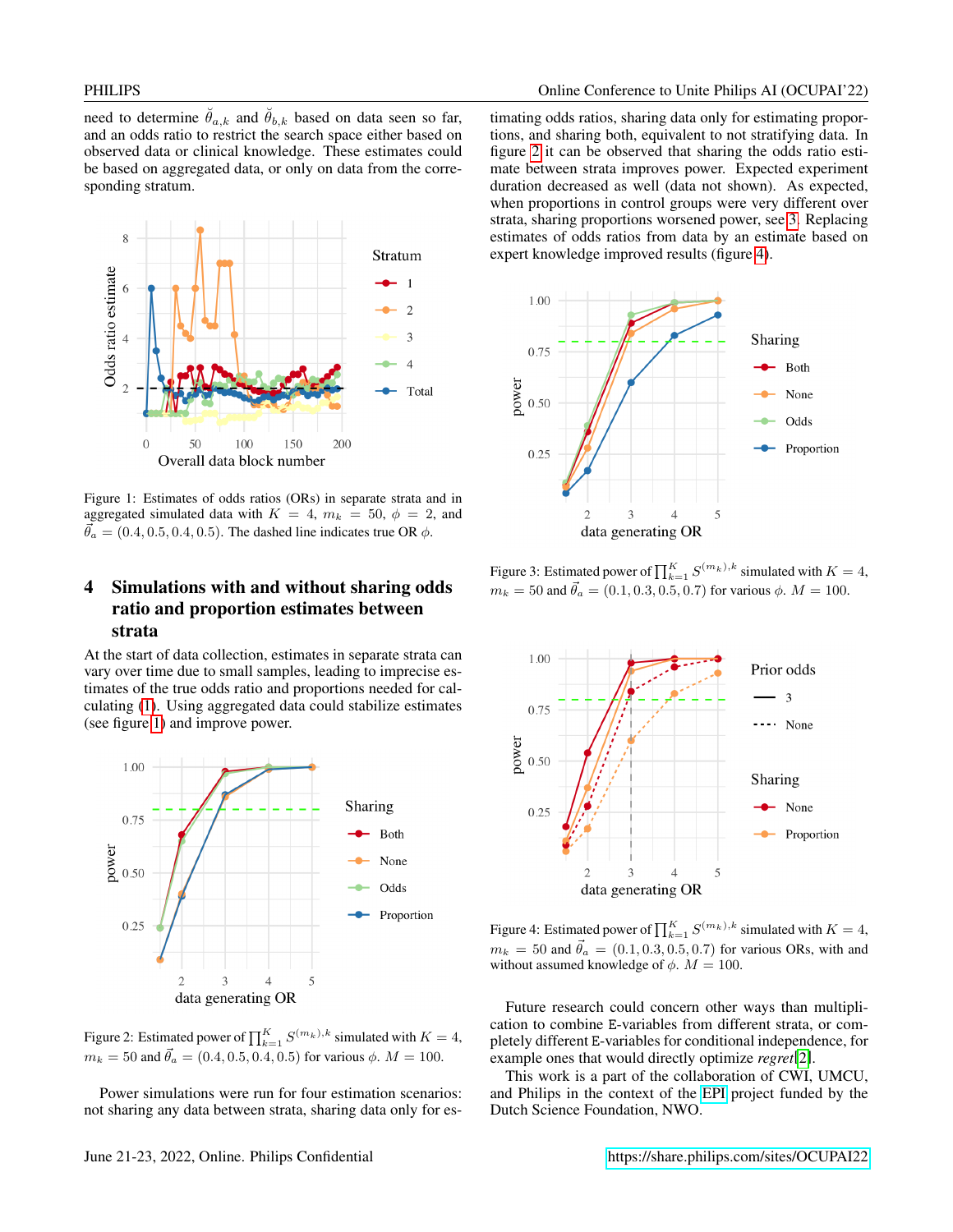need to determine $\breve{\theta}_{a,k}$ and $\breve{\theta}_{b,k}$ based on data seen so far, and an odds ratio to restrict the search space either based on observed data or clinical knowledge. These estimates could be based on aggregated data, or only on data from the corresponding stratum.

Figure 1: Estimates of odds ratios (ORs) in separate strata and in aggregated simulated data with $K = 4$, $m_k = 50$, $\phi = 2$, and $\vec{\theta}_a = (0.4, 0.5, 0.4, 0.5)$. The dashed line indicates true OR $\phi$.

## 4 Simulations with and without sharing odds ratio and proportion estimates between strata

At the start of data collection, estimates in separate strata can vary over time due to small samples, leading to imprecise estimates of the true odds ratio and proportions needed for calculating (1). Using aggregated data could stabilize estimates (see figure 1) and improve power.

Figure 2: Estimated power of $\prod_{k=1}^{K} S^{(m_k),k}$ simulated with $K = 4$, $m_k = 50$ and $\vec{\theta}_a = (0.4, 0.5, 0.4, 0.5)$ for various $\phi$. $M = 100$.

Power simulations were run for four estimation scenarios: not sharing any data between strata, sharing data only for estimating odds ratios, sharing data only for estimating proportions, and sharing both, equivalent to not stratifying data. In figure 2 it can be observed that sharing the odds ratio estimate between strata improves power. Expected experiment duration decreased as well (data not shown). As expected, when proportions in control groups were very different over strata, sharing proportions worsened power, see 3. Replacing estimates of odds ratios from data by an estimate based on expert knowledge improved results (figure 4).

Figure 3: Estimated power of $\prod_{k=1}^{K} S^{(m_k),k}$ simulated with $K = 4$, $m_k = 50$ and $\vec{\theta}_a = (0.1, 0.3, 0.5, 0.7)$ for various $\phi$. $M = 100$.

Figure 4: Estimated power of $\prod_{k=1}^{K} S^{(m_k),k}$ simulated with $K = 4$, $m_k = 50$ and $\vec{\theta}_a = (0.1, 0.3, 0.5, 0.7)$ for various ORs, with and without assumed knowledge of $\phi$. $M = 100$.

Future research could concern other ways than multiplication to combine E-variables from different strata, or completely different E-variables for conditional independence, for example ones that would directly optimize *regret*[2].

This work is a part of the collaboration of CWI, UMCU, and Philips in the context of the EPI project funded by the Dutch Science Foundation, NWO.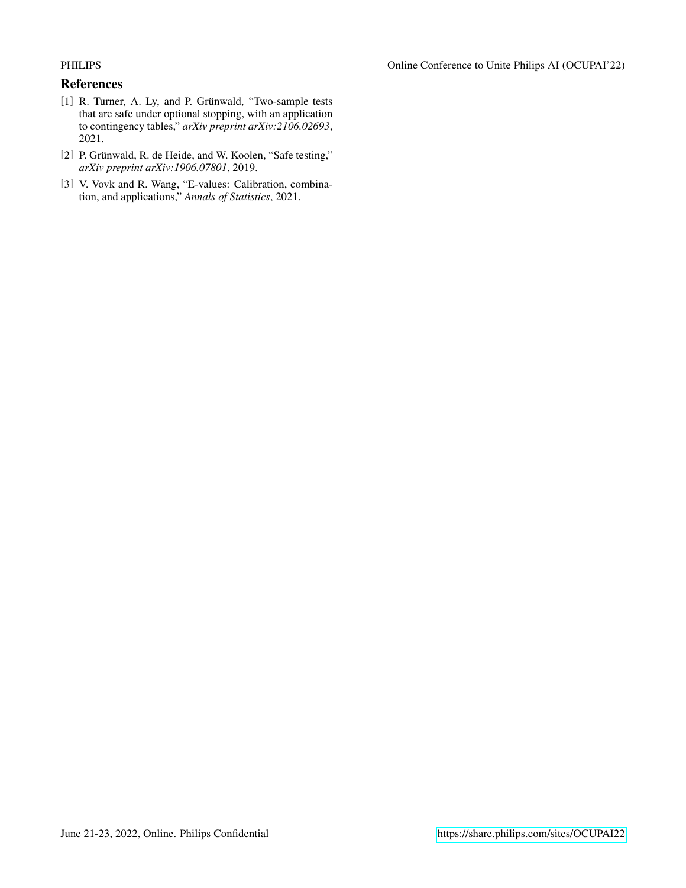## References

[1] R. Turner, A. Ly, and P. Grünwald, "Two-sample tests that are safe under optional stopping, with an application to contingency tables," *arXiv preprint arXiv:2106.02693*, 2021.

[2] P. Grünwald, R. de Heide, and W. Koolen, "Safe testing," *arXiv preprint arXiv:1906.07801*, 2019.

[3] V. Vovk and R. Wang, "E-values: Calibration, combination, and applications," *Annals of Statistics*, 2021.